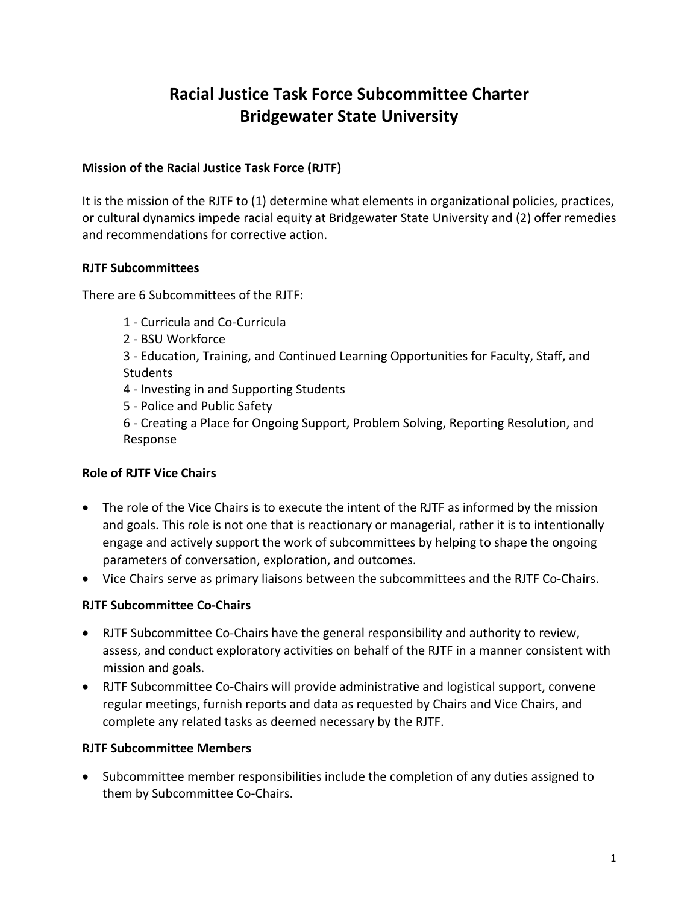# Racial Justice Task Force Subcommittee Charter
# Bridgewater State University

**Mission of the Racial Justice Task Force (RJTF)**

It is the mission of the RJTF to (1) determine what elements in organizational policies, practices, or cultural dynamics impede racial equity at Bridgewater State University and (2) offer remedies and recommendations for corrective action.

**RJTF Subcommittees**

There are 6 Subcommittees of the RJTF:

1 - Curricula and Co-Curricula
2 - BSU Workforce
3 - Education, Training, and Continued Learning Opportunities for Faculty, Staff, and Students
4 - Investing in and Supporting Students
5 - Police and Public Safety
6 - Creating a Place for Ongoing Support, Problem Solving, Reporting Resolution, and Response

**Role of RJTF Vice Chairs**

- The role of the Vice Chairs is to execute the intent of the RJTF as informed by the mission and goals. This role is not one that is reactionary or managerial, rather it is to intentionally engage and actively support the work of subcommittees by helping to shape the ongoing parameters of conversation, exploration, and outcomes.
- Vice Chairs serve as primary liaisons between the subcommittees and the RJTF Co-Chairs.

**RJTF Subcommittee Co-Chairs**

- RJTF Subcommittee Co-Chairs have the general responsibility and authority to review, assess, and conduct exploratory activities on behalf of the RJTF in a manner consistent with mission and goals.
- RJTF Subcommittee Co-Chairs will provide administrative and logistical support, convene regular meetings, furnish reports and data as requested by Chairs and Vice Chairs, and complete any related tasks as deemed necessary by the RJTF.

**RJTF Subcommittee Members**

- Subcommittee member responsibilities include the completion of any duties assigned to them by Subcommittee Co-Chairs.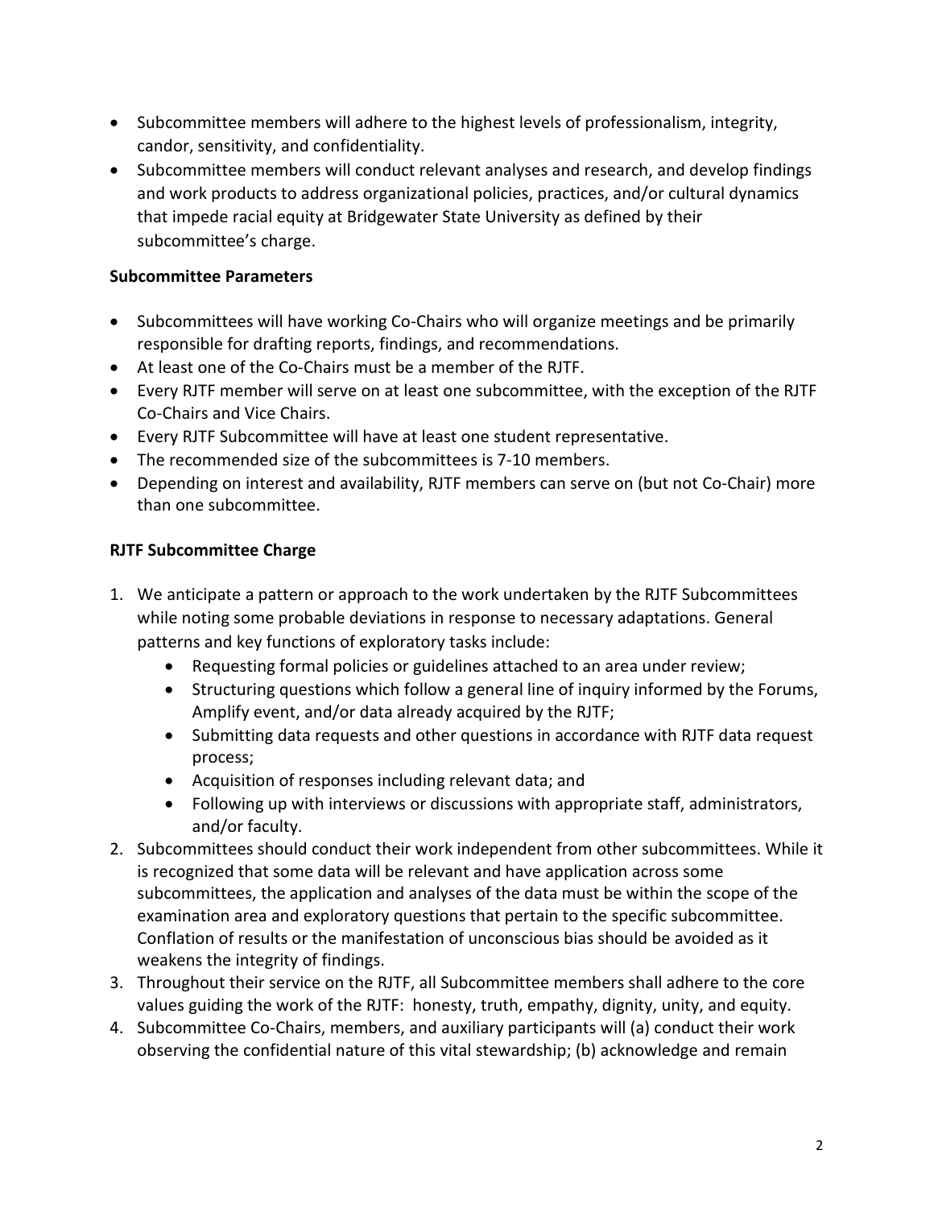- Subcommittee members will adhere to the highest levels of professionalism, integrity, candor, sensitivity, and confidentiality.
- Subcommittee members will conduct relevant analyses and research, and develop findings and work products to address organizational policies, practices, and/or cultural dynamics that impede racial equity at Bridgewater State University as defined by their subcommittee's charge.

**Subcommittee Parameters**

- Subcommittees will have working Co-Chairs who will organize meetings and be primarily responsible for drafting reports, findings, and recommendations.
- At least one of the Co-Chairs must be a member of the RJTF.
- Every RJTF member will serve on at least one subcommittee, with the exception of the RJTF Co-Chairs and Vice Chairs.
- Every RJTF Subcommittee will have at least one student representative.
- The recommended size of the subcommittees is 7-10 members.
- Depending on interest and availability, RJTF members can serve on (but not Co-Chair) more than one subcommittee.

**RJTF Subcommittee Charge**

1. We anticipate a pattern or approach to the work undertaken by the RJTF Subcommittees while noting some probable deviations in response to necessary adaptations. General patterns and key functions of exploratory tasks include:
   - Requesting formal policies or guidelines attached to an area under review;
   - Structuring questions which follow a general line of inquiry informed by the Forums, Amplify event, and/or data already acquired by the RJTF;
   - Submitting data requests and other questions in accordance with RJTF data request process;
   - Acquisition of responses including relevant data; and
   - Following up with interviews or discussions with appropriate staff, administrators, and/or faculty.
2. Subcommittees should conduct their work independent from other subcommittees. While it is recognized that some data will be relevant and have application across some subcommittees, the application and analyses of the data must be within the scope of the examination area and exploratory questions that pertain to the specific subcommittee. Conflation of results or the manifestation of unconscious bias should be avoided as it weakens the integrity of findings.
3. Throughout their service on the RJTF, all Subcommittee members shall adhere to the core values guiding the work of the RJTF: honesty, truth, empathy, dignity, unity, and equity.
4. Subcommittee Co-Chairs, members, and auxiliary participants will (a) conduct their work observing the confidential nature of this vital stewardship; (b) acknowledge and remain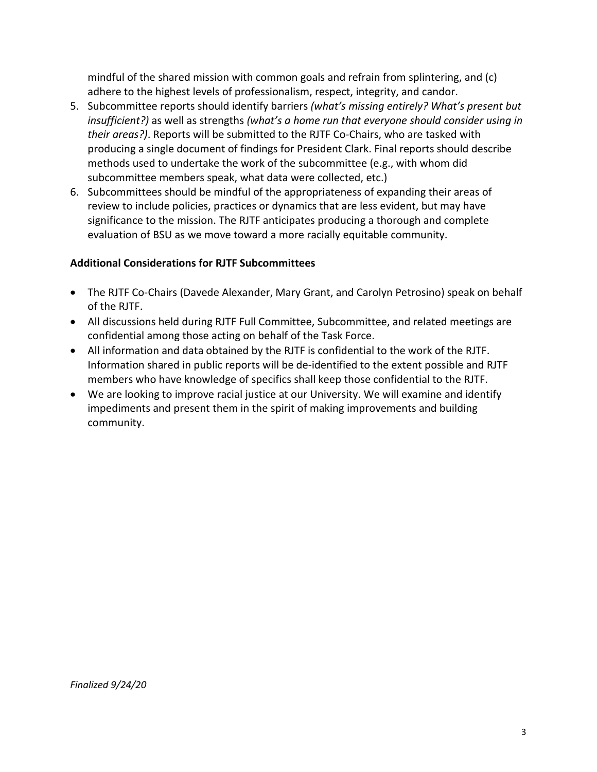mindful of the shared mission with common goals and refrain from splintering, and (c) adhere to the highest levels of professionalism, respect, integrity, and candor.

5. Subcommittee reports should identify barriers *(what's missing entirely? What's present but insufficient?)* as well as strengths *(what's a home run that everyone should consider using in their areas?)*. Reports will be submitted to the RJTF Co-Chairs, who are tasked with producing a single document of findings for President Clark. Final reports should describe methods used to undertake the work of the subcommittee (e.g., with whom did subcommittee members speak, what data were collected, etc.)
6. Subcommittees should be mindful of the appropriateness of expanding their areas of review to include policies, practices or dynamics that are less evident, but may have significance to the mission. The RJTF anticipates producing a thorough and complete evaluation of BSU as we move toward a more racially equitable community.

**Additional Considerations for RJTF Subcommittees**

- The RJTF Co-Chairs (Davede Alexander, Mary Grant, and Carolyn Petrosino) speak on behalf of the RJTF.
- All discussions held during RJTF Full Committee, Subcommittee, and related meetings are confidential among those acting on behalf of the Task Force.
- All information and data obtained by the RJTF is confidential to the work of the RJTF. Information shared in public reports will be de-identified to the extent possible and RJTF members who have knowledge of specifics shall keep those confidential to the RJTF.
- We are looking to improve racial justice at our University. We will examine and identify impediments and present them in the spirit of making improvements and building community.

*Finalized 9/24/20*